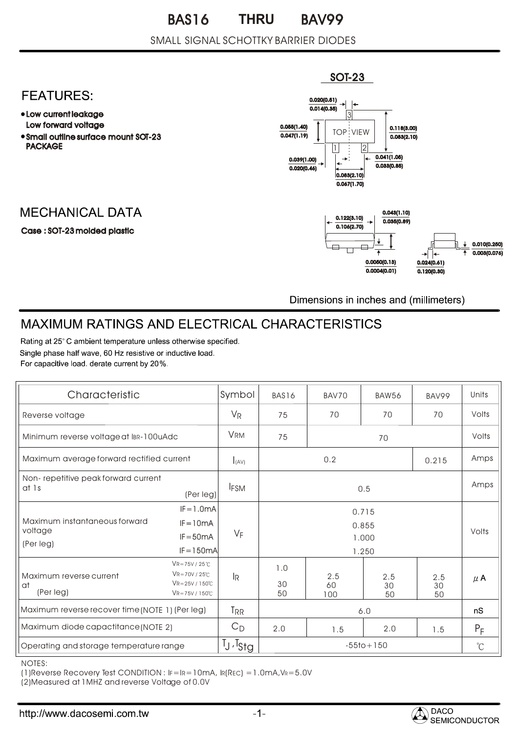# BAS16 THRU BAV99

SMALL SIGNAL SCHOTTKY BARRIER DIODES

## FEATURES:

- Low current leakage
  Low forward voltage
- Small outline surface mount SOT-23 PACKAGE

SOT-23

0.020(0.51) / 0.014(0.35)
0.055(1.40) / 0.047(1.19)
0.118(3.00) / 0.083(2.10)
0.039(1.00) / 0.020(0.46)
0.041(1.05) / 0.033(0.85)
0.083(2.10) / 0.067(1.70)
0.122(3.10) / 0.106(2.70)
0.043(1.10) / 0.035(0.89)
0.0050(0.13) / 0.0004(0.01)
0.024(0.61) / 0.120(0.30)
0.010(0.250) / 0.003(0.076)

TOP VIEW

## MECHANICAL DATA

Case : SOT-23 molded plastic

Dimensions in inches and (millimeters)

## MAXIMUM RATINGS AND ELECTRICAL CHARACTERISTICS

Rating at 25° C ambient temperature unless otherwise specified.
Single phase half wave, 60 Hz resistive or inductive load.
For capacitive load. derate current by 20%.

| Characteristic | | Symbol | BAS16 | BAV70 | BAW56 | BAV99 | Units |
|---|---|---|---|---|---|---|---|
| Reverse voltage | | $V_R$ | 75 | 70 | 70 | 70 | Volts |
| Minimum reverse voltage at $I_{BR}$-100uAdc | | $V_{RM}$ | 75 | 70 | | | Volts |
| Maximum average forward rectified current | | $I_{(AV)}$ | 0.2 | | | 0.215 | Amps |
| Non- repetitive peak forward current at 1s (Per leg) | | $I_{FSM}$ | 0.5 | | | | Amps |
| Maximum instantaneous forward voltage (Per leg) | IF=1.0mA | $V_F$ | 0.715 | | | | Volts |
| | IF=10mA | | 0.855 | | | | |
| | IF=50mA | | 1.000 | | | | |
| | IF=150mA | | 1.250 | | | | |
| Maximum reverse current at (Per leg) | VR=75V / 25℃ | $I_R$ | 1.0 | | | | $\mu$A |
| | VR=70V / 25℃ | | | 2.5 | 2.5 | 2.5 | |
| | VR=25V / 150℃ | | 30 | 60 | 30 | 30 | |
| | VR=75V / 150℃ | | 50 | 100 | 50 | 50 | |
| Maximum reverse recover time (NOTE 1) (Per leg) | | $T_{RR}$ | 6.0 | | | | nS |
| Maximum diode capacitance (NOTE 2) | | $C_D$ | 2.0 | 1.5 | 2.0 | 1.5 | $P_F$ |
| Operating and storage temperature range | | $T_J, T_{Stg}$ | -55to+150 | | | | ℃ |

NOTES:
(1)Reverse Recovery Test CONDITION : IF=IR=10mA, IR(REC) =1.0mA,VR=5.0V
(2)Measured at 1MHZ and reverse Voltage of 0.0V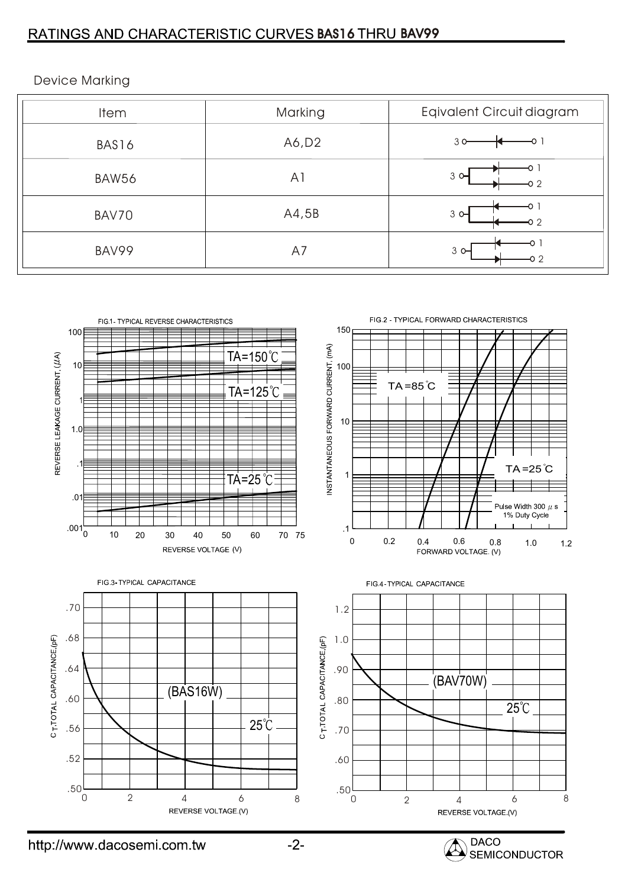## RATINGS AND CHARACTERISTIC CURVES BAS16 THRU BAV99

Device Marking

| Item | Marking | Eqivalent Circuit diagram |
|---|---|---|
| BAS16 | A6,D2 | |
| BAW56 | A1 | |
| BAV70 | A4,5B | |
| BAV99 | A7 | |

FIG.1- TYPICAL REVERSE CHARACTERISTICS

FIG.2 - TYPICAL FORWARD CHARACTERISTICS

FIG.3- TYPICAL CAPACITANCE

FIG.4- TYPICAL CAPACITANCE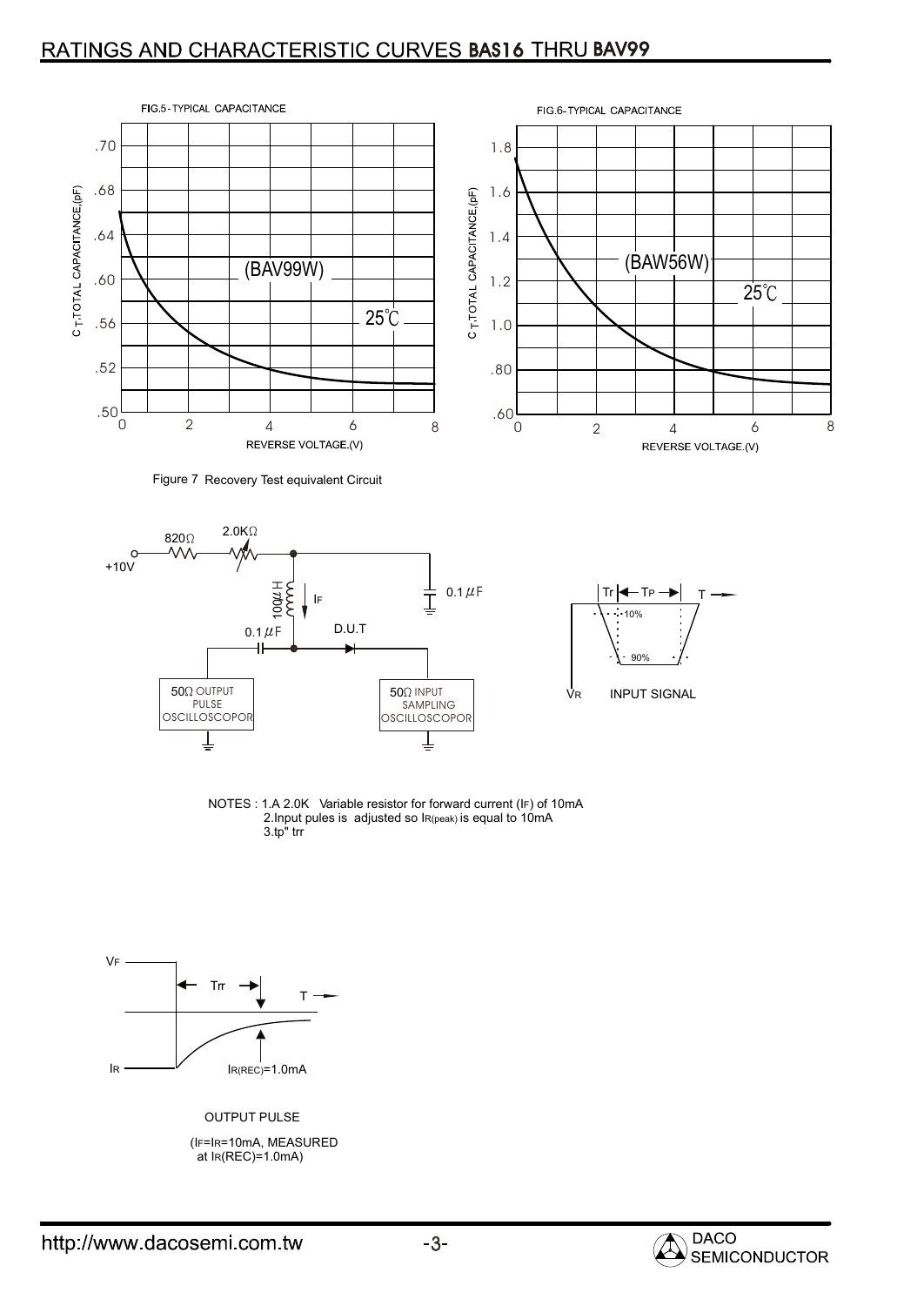## RATINGS AND CHARACTERISTIC CURVES BAS16 THRU BAV99

FIG.5-TYPICAL CAPACITANCE

$C_T$,TOTAL CAPACITANCE,(pF)

.70
.68
.64
.60
.56
.52
.50

(BAV99W)

25°C

0 2 4 6 8

REVERSE VOLTAGE.(V)

FIG.6-TYPICAL CAPACITANCE

$C_T$,TOTAL CAPACITANCE,(pF)

1.8
1.6
1.4
1.2
1.0
.80
.60

(BAW56W)

25°C

0 2 4 6 8

REVERSE VOLTAGE.(V)

Figure 7 Recovery Test equivalent Circuit

820Ω

2.0KΩ

+10V

100μH

$I_F$

0.1μF

0.1μF

D.U.T

50Ω OUTPUT PULSE OSCILLOSCOPOR

50Ω INPUT SAMPLING OSCILLOSCOPOR

Tr

TP

T

10%

90%

VR

INPUT SIGNAL

NOTES : 1.A 2.0K Variable resistor for forward current ($I_F$) of 10mA
2.Input pules is adjusted so $I_{R(peak)}$ is equal to 10mA
3.tp" trr

VF

Trr

T

IR

$I_{R(REC)}$=1.0mA

OUTPUT PULSE

($I_F$=$I_R$=10mA, MEASURED at $I_R$(REC)=1.0mA)